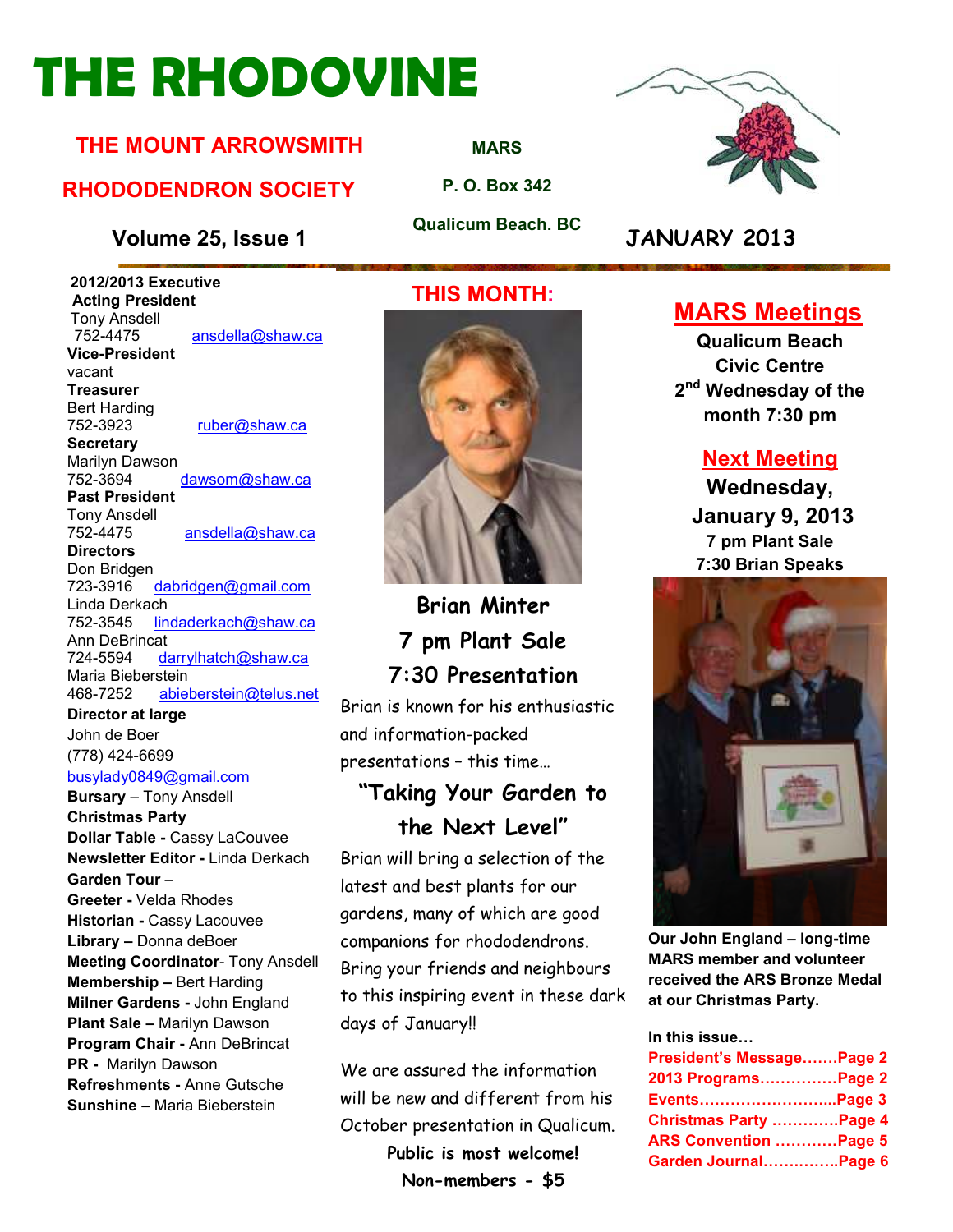# THE RHODOVINE

**THE MOUNT ARROWSMITH RHODODENDRON SOCIETY**

**MARS**
**P. O. Box 342**
**Qualicum Beach. BC**

**Volume 25, Issue 1** **JANUARY 2013**

**2012/2013 Executive**

**Acting President**
Tony Ansdell
752-4475 ansdella@shaw.ca

**Vice-President**
vacant

**Treasurer**
Bert Harding
752-3923 ruber@shaw.ca

**Secretary**
Marilyn Dawson
752-3694 dawsom@shaw.ca

**Past President**
Tony Ansdell
752-4475 ansdella@shaw.ca

**Directors**
Don Bridgen
723-3916 dabridgen@gmail.com
Linda Derkach
752-3545 lindaderkach@shaw.ca
Ann DeBrincat
724-5594 darrylhatch@shaw.ca
Maria Bieberstein
468-7252 abieberstein@telus.net

**Director at large**
John de Boer
(778) 424-6699
busylady0849@gmail.com

**Bursary** – Tony Ansdell
**Christmas Party**
**Dollar Table -** Cassy LaCouvee
**Newsletter Editor -** Linda Derkach
**Garden Tour** –
**Greeter -** Velda Rhodes
**Historian -** Cassy Lacouvee
**Library –** Donna deBoer
**Meeting Coordinator**- Tony Ansdell
**Membership –** Bert Harding
**Milner Gardens -** John England
**Plant Sale –** Marilyn Dawson
**Program Chair -** Ann DeBrincat
**PR -** Marilyn Dawson
**Refreshments -** Anne Gutsche
**Sunshine –** Maria Bieberstein

## THIS MONTH:

**Brian Minter**
**7 pm Plant Sale**
**7:30 Presentation**

Brian is known for his enthusiastic and information-packed presentations – this time…

### "Taking Your Garden to the Next Level"

Brian will bring a selection of the latest and best plants for our gardens, many of which are good companions for rhododendrons. Bring your friends and neighbours to this inspiring event in these dark days of January!!

We are assured the information will be new and different from his October presentation in Qualicum.

**Public is most welcome!**
**Non-members - $5**

## MARS Meetings

**Qualicum Beach Civic Centre**
**2nd Wednesday of the month 7:30 pm**

## Next Meeting

**Wednesday, January 9, 2013**
**7 pm Plant Sale**
**7:30 Brian Speaks**

**Our John England – long-time MARS member and volunteer received the ARS Bronze Medal at our Christmas Party.**

**In this issue…**

- President's Message…….Page 2
- 2013 Programs……………Page 2
- Events……………………..Page 3
- Christmas Party ………….Page 4
- ARS Convention …………Page 5
- Garden Journal……………Page 6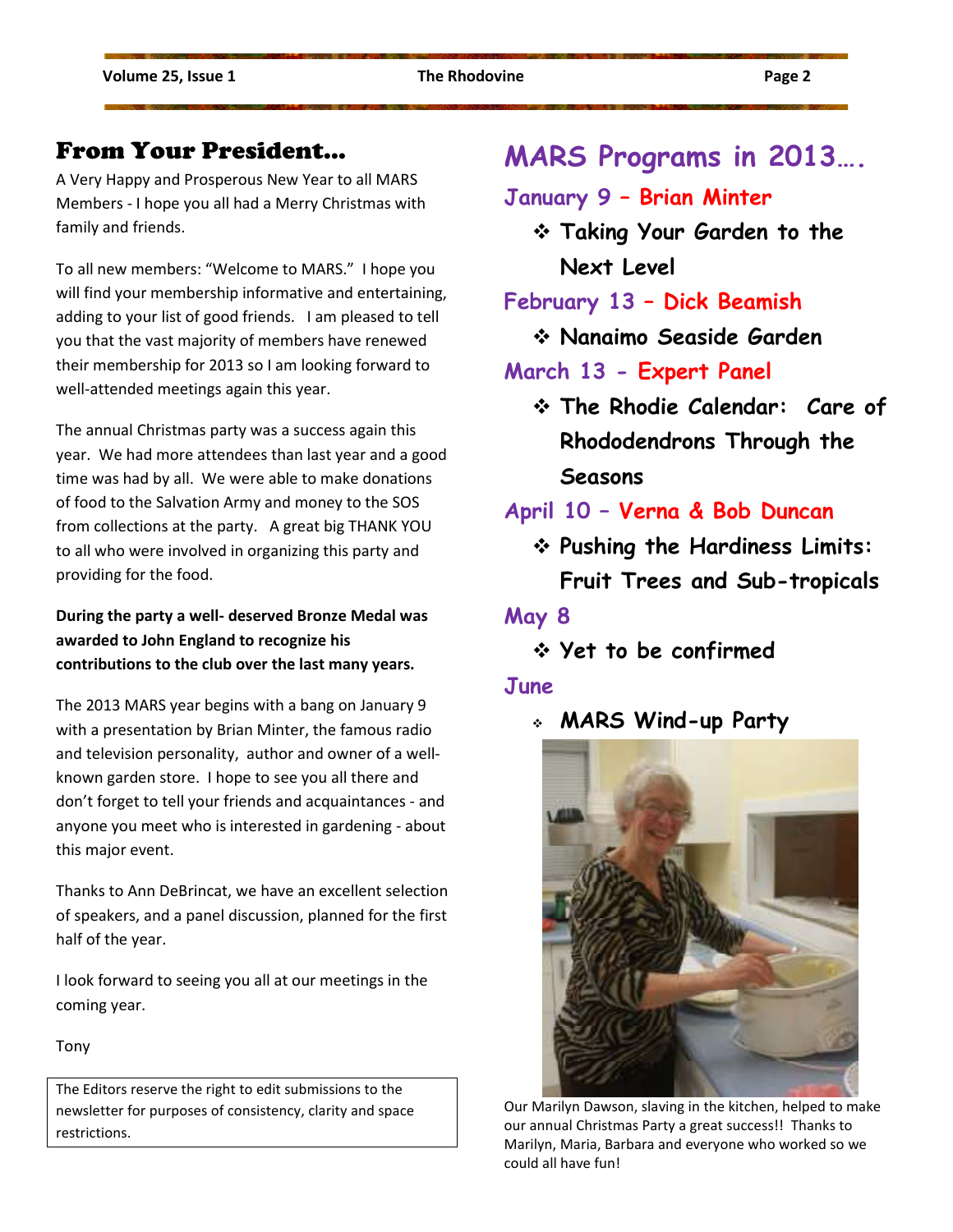## From Your President…

A Very Happy and Prosperous New Year to all MARS Members - I hope you all had a Merry Christmas with family and friends.

To all new members: “Welcome to MARS.” I hope you will find your membership informative and entertaining, adding to your list of good friends. I am pleased to tell you that the vast majority of members have renewed their membership for 2013 so I am looking forward to well-attended meetings again this year.

The annual Christmas party was a success again this year. We had more attendees than last year and a good time was had by all. We were able to make donations of food to the Salvation Army and money to the SOS from collections at the party. A great big THANK YOU to all who were involved in organizing this party and providing for the food.

**During the party a well- deserved Bronze Medal was awarded to John England to recognize his contributions to the club over the last many years.**

The 2013 MARS year begins with a bang on January 9 with a presentation by Brian Minter, the famous radio and television personality, author and owner of a well-known garden store. I hope to see you all there and don’t forget to tell your friends and acquaintances - and anyone you meet who is interested in gardening - about this major event.

Thanks to Ann DeBrincat, we have an excellent selection of speakers, and a panel discussion, planned for the first half of the year.

I look forward to seeing you all at our meetings in the coming year.

Tony

The Editors reserve the right to edit submissions to the newsletter for purposes of consistency, clarity and space restrictions.

## MARS Programs in 2013….

### January 9 – Brian Minter

- **Taking Your Garden to the Next Level**

### February 13 – Dick Beamish

- **Nanaimo Seaside Garden**

### March 13 - Expert Panel

- **The Rhodie Calendar: Care of Rhododendrons Through the Seasons**

### April 10 – Verna & Bob Duncan

- **Pushing the Hardiness Limits: Fruit Trees and Sub-tropicals**

### May 8

- **Yet to be confirmed**

### June

- **MARS Wind-up Party**

Our Marilyn Dawson, slaving in the kitchen, helped to make our annual Christmas Party a great success!! Thanks to Marilyn, Maria, Barbara and everyone who worked so we could all have fun!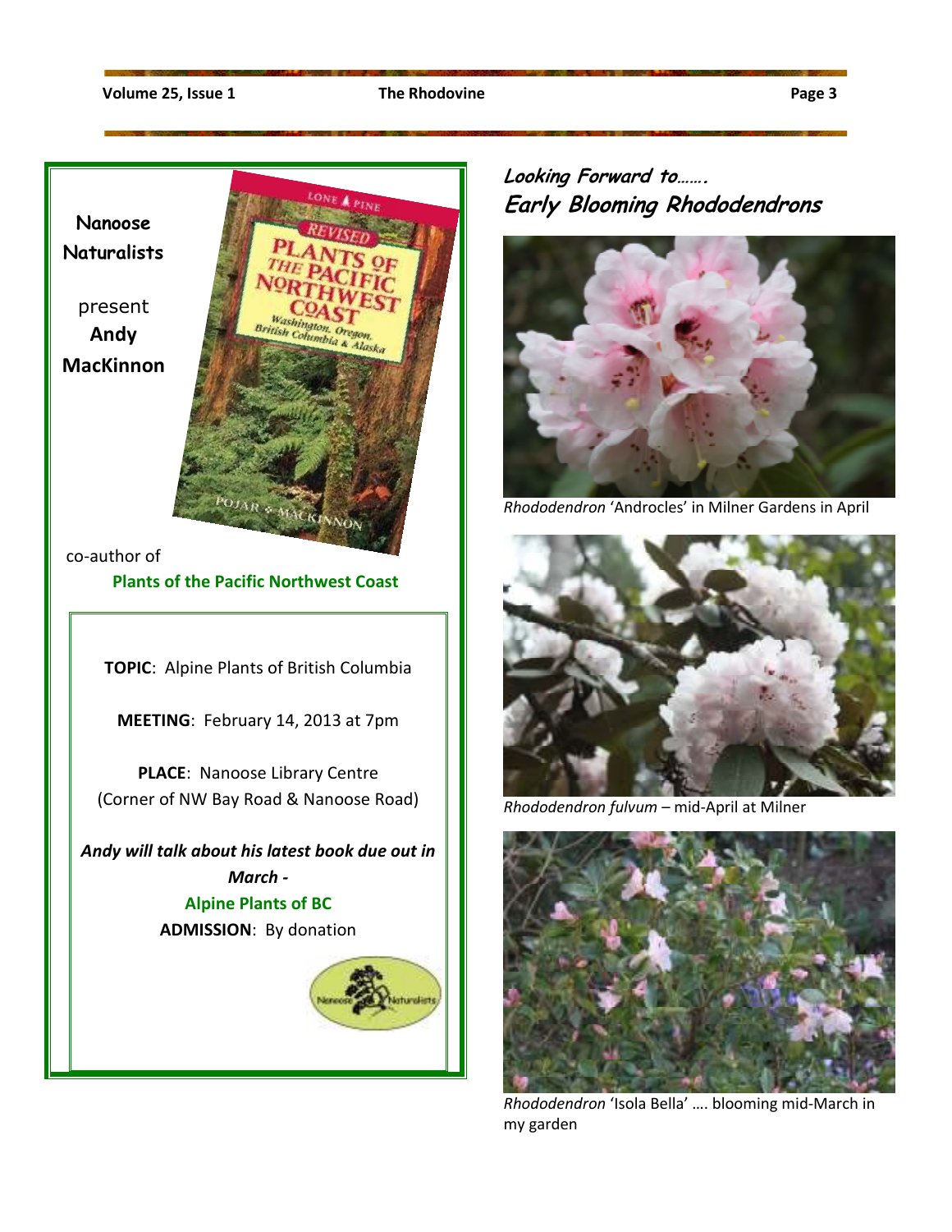**Nanoose Naturalists**

present **Andy MacKinnon**

co-author of

**Plants of the Pacific Northwest Coast**

**TOPIC**: Alpine Plants of British Columbia

**MEETING**: February 14, 2013 at 7pm

**PLACE**: Nanoose Library Centre (Corner of NW Bay Road & Nanoose Road)

***Andy will talk about his latest book due out in March -***

**Alpine Plants of BC**

**ADMISSION**: By donation

## *Looking Forward to……. Early Blooming Rhododendrons*

*Rhododendron* 'Androcles' in Milner Gardens in April

*Rhododendron fulvum* – mid-April at Milner

*Rhododendron* 'Isola Bella' …. blooming mid-March in my garden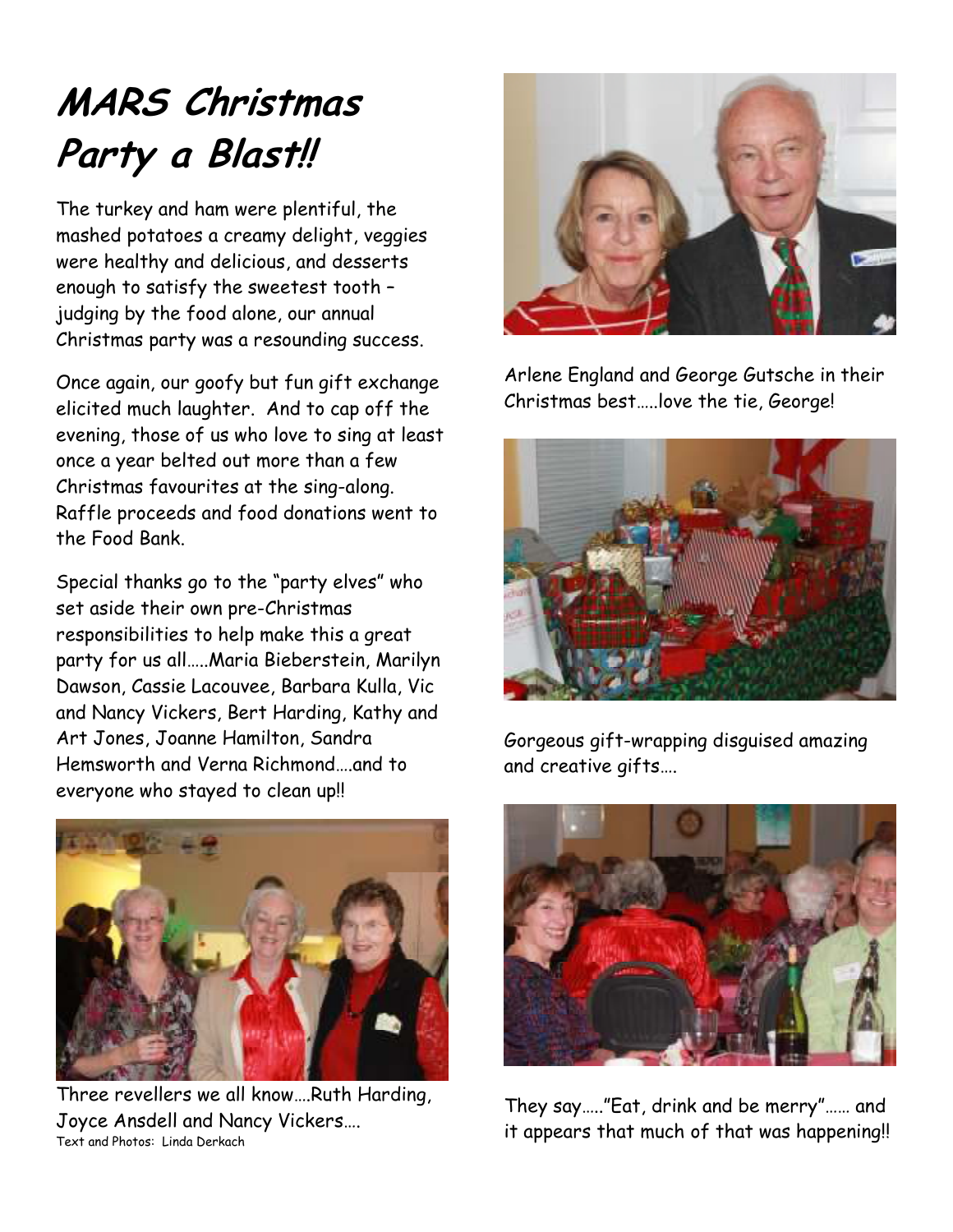# MARS Christmas Party a Blast!!

The turkey and ham were plentiful, the mashed potatoes a creamy delight, veggies were healthy and delicious, and desserts enough to satisfy the sweetest tooth – judging by the food alone, our annual Christmas party was a resounding success.

Once again, our goofy but fun gift exchange elicited much laughter. And to cap off the evening, those of us who love to sing at least once a year belted out more than a few Christmas favourites at the sing-along. Raffle proceeds and food donations went to the Food Bank.

Special thanks go to the "party elves" who set aside their own pre-Christmas responsibilities to help make this a great party for us all…..Maria Bieberstein, Marilyn Dawson, Cassie Lacouvee, Barbara Kulla, Vic and Nancy Vickers, Bert Harding, Kathy and Art Jones, Joanne Hamilton, Sandra Hemsworth and Verna Richmond….and to everyone who stayed to clean up!!

Three revellers we all know….Ruth Harding, Joyce Ansdell and Nancy Vickers….

Text and Photos: Linda Derkach

Arlene England and George Gutsche in their Christmas best…..love the tie, George!

Gorgeous gift-wrapping disguised amazing and creative gifts….

They say….."Eat, drink and be merry"…… and it appears that much of that was happening!!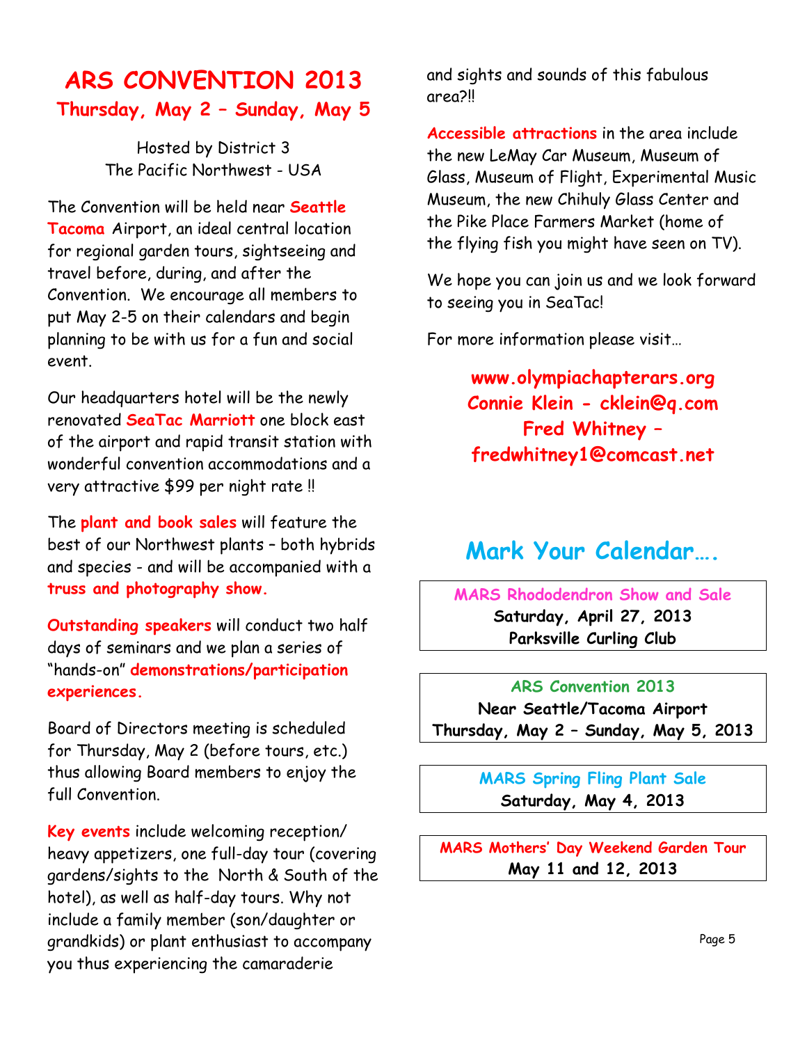# ARS CONVENTION 2013

## Thursday, May 2 – Sunday, May 5

Hosted by District 3
The Pacific Northwest - USA

The Convention will be held near **Seattle Tacoma** Airport, an ideal central location for regional garden tours, sightseeing and travel before, during, and after the Convention. We encourage all members to put May 2-5 on their calendars and begin planning to be with us for a fun and social event.

Our headquarters hotel will be the newly renovated **SeaTac Marriott** one block east of the airport and rapid transit station with wonderful convention accommodations and a very attractive $99 per night rate !!

The **plant and book sales** will feature the best of our Northwest plants – both hybrids and species - and will be accompanied with a **truss and photography show.**

**Outstanding speakers** will conduct two half days of seminars and we plan a series of "hands-on" **demonstrations/participation experiences.**

Board of Directors meeting is scheduled for Thursday, May 2 (before tours, etc.) thus allowing Board members to enjoy the full Convention.

**Key events** include welcoming reception/ heavy appetizers, one full-day tour (covering gardens/sights to the North & South of the hotel), as well as half-day tours. Why not include a family member (son/daughter or grandkids) or plant enthusiast to accompany you thus experiencing the camaraderie and sights and sounds of this fabulous area?!!

**Accessible attractions** in the area include the new LeMay Car Museum, Museum of Glass, Museum of Flight, Experimental Music Museum, the new Chihuly Glass Center and the Pike Place Farmers Market (home of the flying fish you might have seen on TV).

We hope you can join us and we look forward to seeing you in SeaTac!

For more information please visit…

**www.olympiachapterars.org**
**Connie Klein - cklein@q.com**
**Fred Whitney – fredwhitney1@comcast.net**

# Mark Your Calendar….

**MARS Rhododendron Show and Sale**
**Saturday, April 27, 2013**
**Parksville Curling Club**

**ARS Convention 2013**
**Near Seattle/Tacoma Airport**
**Thursday, May 2 – Sunday, May 5, 2013**

**MARS Spring Fling Plant Sale**
**Saturday, May 4, 2013**

**MARS Mothers' Day Weekend Garden Tour**
**May 11 and 12, 2013**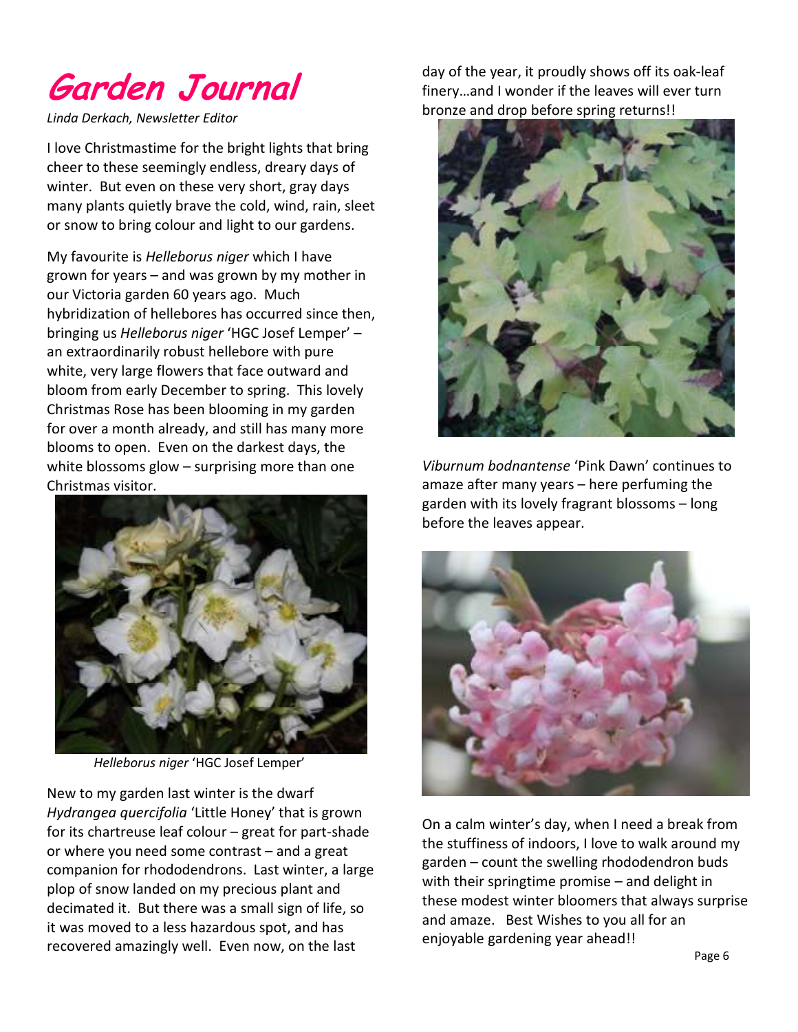# Garden Journal

*Linda Derkach, Newsletter Editor*

I love Christmastime for the bright lights that bring cheer to these seemingly endless, dreary days of winter. But even on these very short, gray days many plants quietly brave the cold, wind, rain, sleet or snow to bring colour and light to our gardens.

My favourite is *Helleborus niger* which I have grown for years – and was grown by my mother in our Victoria garden 60 years ago. Much hybridization of hellebores has occurred since then, bringing us *Helleborus niger* 'HGC Josef Lemper' – an extraordinarily robust hellebore with pure white, very large flowers that face outward and bloom from early December to spring. This lovely Christmas Rose has been blooming in my garden for over a month already, and still has many more blooms to open. Even on the darkest days, the white blossoms glow – surprising more than one Christmas visitor.

*Helleborus niger* 'HGC Josef Lemper'

New to my garden last winter is the dwarf *Hydrangea quercifolia* 'Little Honey' that is grown for its chartreuse leaf colour – great for part-shade or where you need some contrast – and a great companion for rhododendrons. Last winter, a large plop of snow landed on my precious plant and decimated it. But there was a small sign of life, so it was moved to a less hazardous spot, and has recovered amazingly well. Even now, on the last day of the year, it proudly shows off its oak-leaf finery…and I wonder if the leaves will ever turn bronze and drop before spring returns!!

*Viburnum bodnantense* 'Pink Dawn' continues to amaze after many years – here perfuming the garden with its lovely fragrant blossoms – long before the leaves appear.

On a calm winter's day, when I need a break from the stuffiness of indoors, I love to walk around my garden – count the swelling rhododendron buds with their springtime promise – and delight in these modest winter bloomers that always surprise and amaze. Best Wishes to you all for an enjoyable gardening year ahead!!